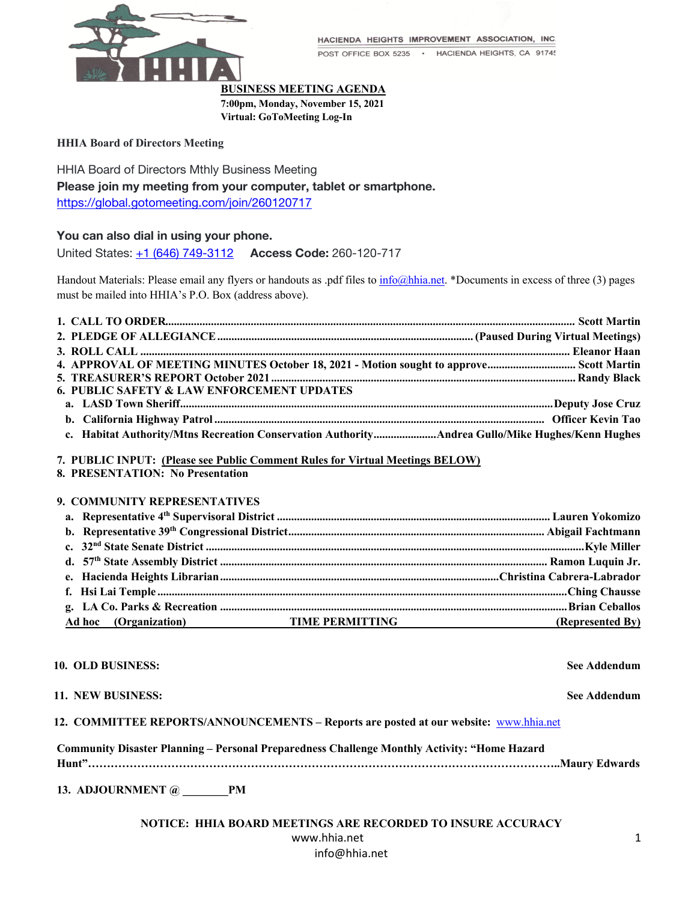HACIENDA HEIGHTS IMPROVEMENT ASSOCIATION, INC.

POST OFFICE BOX 5235 • HACIENDA HEIGHTS, CA 91745

# BUSINESS MEETING AGENDA

**7:00pm, Monday, November 15, 2021**
**Virtual: GoToMeeting Log-In**

**HHIA Board of Directors Meeting**

HHIA Board of Directors Mthly Business Meeting

**Please join my meeting from your computer, tablet or smartphone.**
https://global.gotomeeting.com/join/260120717

**You can also dial in using your phone.**
United States: +1 (646) 749-3112 **Access Code:** 260-120-717

Handout Materials: Please email any flyers or handouts as .pdf files to info@hhia.net. *Documents in excess of three (3) pages must be mailed into HHIA's P.O. Box (address above).

1. **CALL TO ORDER** .................................................. **Scott Martin**
2. **PLEDGE OF ALLEGIANCE** .................................................. **(Paused During Virtual Meetings)**
3. **ROLL CALL** .................................................. **Eleanor Haan**
4. **APPROVAL OF MEETING MINUTES October 18, 2021 - Motion sought to approve** .................................................. **Scott Martin**
5. **TREASURER'S REPORT October 2021** .................................................. **Randy Black**
6. **PUBLIC SAFETY & LAW ENFORCEMENT UPDATES**
   a. **LASD Town Sheriff** .................................................. **Deputy Jose Cruz**
   b. **California Highway Patrol** .................................................. **Officer Kevin Tao**
   c. **Habitat Authority/Mtns Recreation Conservation Authority** .................................................. **Andrea Gullo/Mike Hughes/Kenn Hughes**
7. **PUBLIC INPUT: (Please see Public Comment Rules for Virtual Meetings BELOW)**
8. **PRESENTATION: No Presentation**
9. **COMMUNITY REPRESENTATIVES**
   a. **Representative 4th Supervisoral District** .................................................. **Lauren Yokomizo**
   b. **Representative 39th Congressional District** .................................................. **Abigail Fachtmann**
   c. **32nd State Senate District** .................................................. **Kyle Miller**
   d. **57th State Assembly District** .................................................. **Ramon Luquin Jr.**
   e. **Hacienda Heights Librarian** .................................................. **Christina Cabrera-Labrador**
   f. **Hsi Lai Temple** .................................................. **Ching Chausse**
   g. **LA Co. Parks & Recreation** .................................................. **Brian Ceballos**

   **Ad hoc (Organization) TIME PERMITTING (Represented By)**

10. **OLD BUSINESS:** **See Addendum**
11. **NEW BUSINESS:** **See Addendum**
12. **COMMITTEE REPORTS/ANNOUNCEMENTS – Reports are posted at our website:** www.hhia.net

**Community Disaster Planning – Personal Preparedness Challenge Monthly Activity: "Home Hazard Hunt"** .................................................. **Maury Edwards**

13. **ADJOURNMENT @ ________PM**

**NOTICE: HHIA BOARD MEETINGS ARE RECORDED TO INSURE ACCURACY**

www.hhia.net
info@hhia.net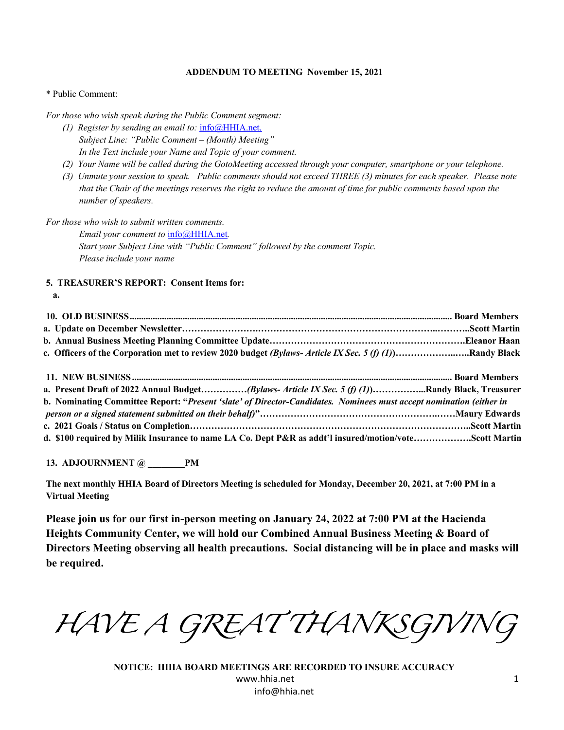**ADDENDUM TO MEETING November 15, 2021**

\* Public Comment:

*For those who wish speak during the Public Comment segment:*

*(1) Register by sending an email to:* info@HHIA.net.
*Subject Line: "Public Comment – (Month) Meeting"*
*In the Text include your Name and Topic of your comment.*

*(2) Your Name will be called during the GotoMeeting accessed through your computer, smartphone or your telephone.*

*(3) Unmute your session to speak. Public comments should not exceed THREE (3) minutes for each speaker. Please note that the Chair of the meetings reserves the right to reduce the amount of time for public comments based upon the number of speakers.*

*For those who wish to submit written comments.*
*Email your comment to* info@HHIA.net*.*
*Start your Subject Line with "Public Comment" followed by the comment Topic.*
*Please include your name*

**5. TREASURER'S REPORT: Consent Items for:**

**a.**

**10. OLD BUSINESS.......................................................................... Board Members**

**a. Update on December Newsletter………………………………………………Scott Martin**

**b. Annual Business Meeting Planning Committee Update………………………Eleanor Haan**

**c. Officers of the Corporation met to review 2020 budget *(Bylaws- Article IX Sec. 5 (f) (1)*)……………Randy Black**

**11. NEW BUSINESS.......................................................................... Board Members**

**a. Present Draft of 2022 Annual Budget……………*(Bylaws- Article IX Sec. 5 (f) (1)*)……………..Randy Black, Treasurer**

**b. Nominating Committee Report: "*Present 'slate' of Director-Candidates. Nominees must accept nomination (either in person or a signed statement submitted on their behalf)*"……………………………Maury Edwards**

**c. 2021 Goals / Status on Completion…………………………………………..Scott Martin**

**d. $100 required by Milik Insurance to name LA Co. Dept P&R as addt'l insured/motion/vote……………….Scott Martin**

**13. ADJOURNMENT @ ________PM**

**The next monthly HHIA Board of Directors Meeting is scheduled for Monday, December 20, 2021, at 7:00 PM in a Virtual Meeting**

**Please join us for our first in-person meeting on January 24, 2022 at 7:00 PM at the Hacienda Heights Community Center, we will hold our Combined Annual Business Meeting & Board of Directors Meeting observing all health precautions. Social distancing will be in place and masks will be required.**

*HAVE A GREAT THANKSGIVING*

**NOTICE: HHIA BOARD MEETINGS ARE RECORDED TO INSURE ACCURACY**

www.hhia.net
info@hhia.net